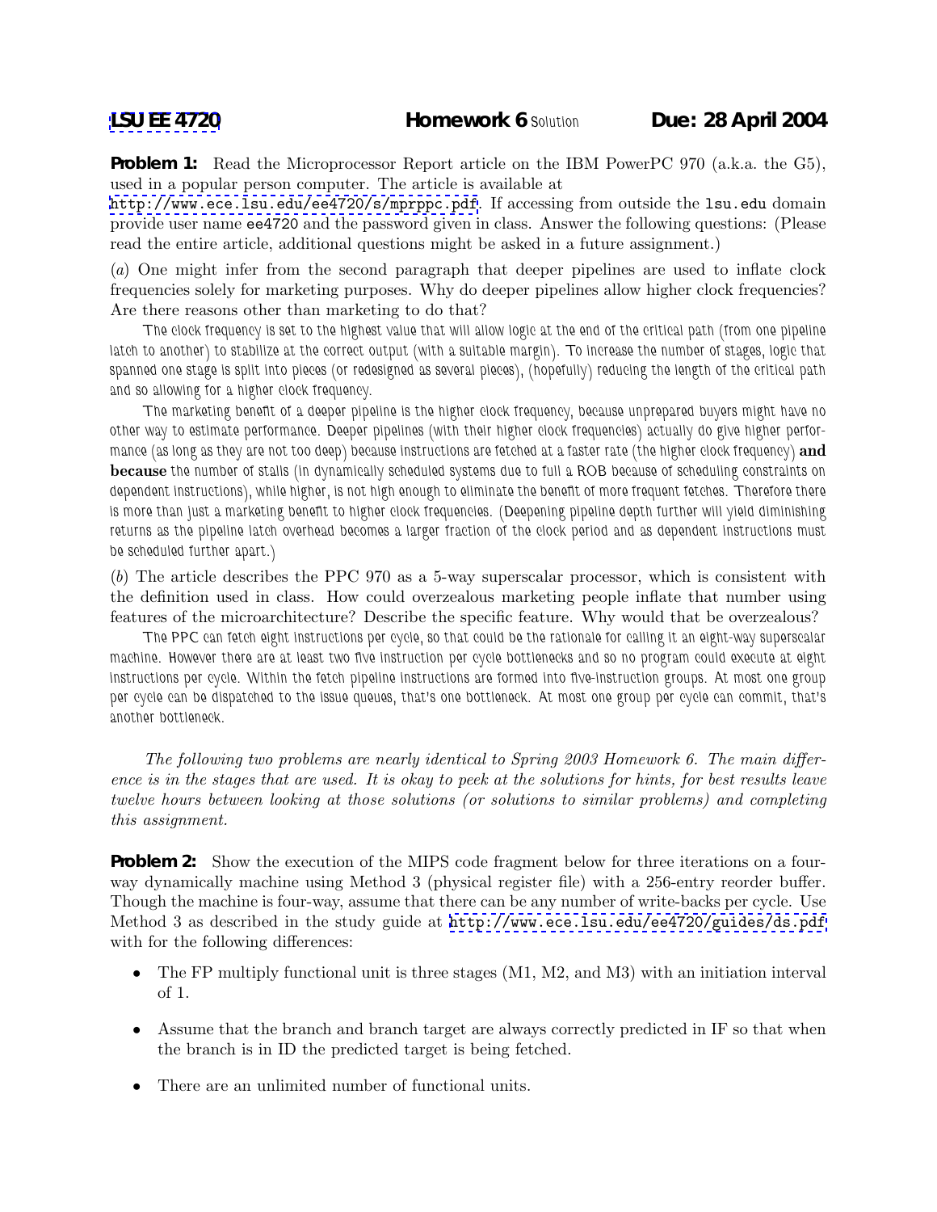**LSU EE 4720** **Homework 6** Solution **Due: 28 April 2004**

**Problem 1:** Read the Microprocessor Report article on the IBM PowerPC 970 (a.k.a. the G5), used in a popular person computer. The article is available at http://www.ece.lsu.edu/ee4720/s/mprppc.pdf. If accessing from outside the lsu.edu domain provide user name ee4720 and the password given in class. Answer the following questions: (Please read the entire article, additional questions might be asked in a future assignment.)

(*a*) One might infer from the second paragraph that deeper pipelines are used to inflate clock frequencies solely for marketing purposes. Why do deeper pipelines allow higher clock frequencies? Are there reasons other than marketing to do that?

The clock frequency is set to the highest value that will allow logic at the end of the critical path (from one pipeline latch to another) to stabilize at the correct output (with a suitable margin). To increase the number of stages, logic that spanned one stage is split into pieces (or redesigned as several pieces), (hopefully) reducing the length of the critical path and so allowing for a higher clock frequency.

The marketing benefit of a deeper pipeline is the higher clock frequency, because unprepared buyers might have no other way to estimate performance. Deeper pipelines (with their higher clock frequencies) actually do give higher performance (as long as they are not too deep) because instructions are fetched at a faster rate (the higher clock frequency) **and because** the number of stalls (in dynamically scheduled systems due to full a ROB because of scheduling constraints on dependent instructions), while higher, is not high enough to eliminate the benefit of more frequent fetches. Therefore there is more than just a marketing benefit to higher clock frequencies. (Deepening pipeline depth further will yield diminishing returns as the pipeline latch overhead becomes a larger fraction of the clock period and as dependent instructions must be scheduled further apart.)

(*b*) The article describes the PPC 970 as a 5-way superscalar processor, which is consistent with the definition used in class. How could overzealous marketing people inflate that number using features of the microarchitecture? Describe the specific feature. Why would that be overzealous?

The PPC can fetch eight instructions per cycle, so that could be the rationale for calling it an eight-way superscalar machine. However there are at least two five instruction per cycle bottlenecks and so no program could execute at eight instructions per cycle. Within the fetch pipeline instructions are formed into five-instruction groups. At most one group per cycle can be dispatched to the issue queues, that's one bottleneck. At most one group per cycle can commit, that's another bottleneck.

*The following two problems are nearly identical to Spring 2003 Homework 6. The main difference is in the stages that are used. It is okay to peek at the solutions for hints, for best results leave twelve hours between looking at those solutions (or solutions to similar problems) and completing this assignment.*

**Problem 2:** Show the execution of the MIPS code fragment below for three iterations on a four-way dynamically machine using Method 3 (physical register file) with a 256-entry reorder buffer. Though the machine is four-way, assume that there can be any number of write-backs per cycle. Use Method 3 as described in the study guide at http://www.ece.lsu.edu/ee4720/guides/ds.pdf with for the following differences:

- The FP multiply functional unit is three stages (M1, M2, and M3) with an initiation interval of 1.
- Assume that the branch and branch target are always correctly predicted in IF so that when the branch is in ID the predicted target is being fetched.
- There are an unlimited number of functional units.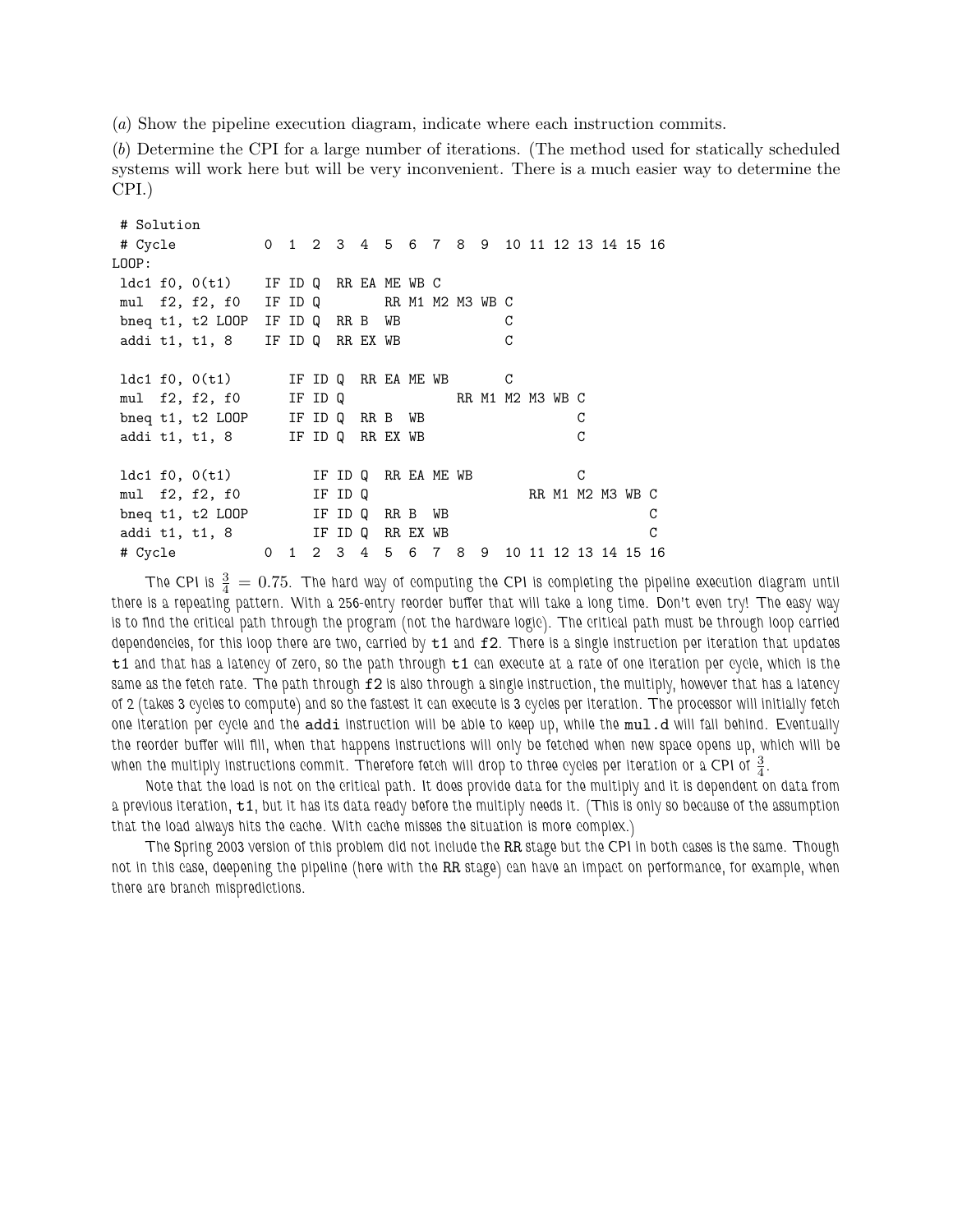(*a*) Show the pipeline execution diagram, indicate where each instruction commits.

(*b*) Determine the CPI for a large number of iterations. (The method used for statically scheduled systems will work here but will be very inconvenient. There is a much easier way to determine the CPI.)

```
 # Solution
 # Cycle           0  1  2  3  4  5  6  7  8  9  10 11 12 13 14 15 16
LOOP:
 ldc1 f0, 0(t1)    IF ID Q  RR EA ME WB C
 mul  f2, f2, f0   IF ID Q        RR M1 M2 M3 WB C
 bneq t1, t2 LOOP  IF ID Q  RR B  WB             C
 addi t1, t1, 8    IF ID Q  RR EX WB             C

 ldc1 f0, 0(t1)       IF ID Q  RR EA ME WB       C
 mul  f2, f2, f0      IF ID Q              RR M1 M2 M3 WB C
 bneq t1, t2 LOOP     IF ID Q  RR B  WB                   C
 addi t1, t1, 8       IF ID Q  RR EX WB                   C

 ldc1 f0, 0(t1)          IF ID Q  RR EA ME WB             C
 mul  f2, f2, f0         IF ID Q                    RR M1 M2 M3 WB C
 bneq t1, t2 LOOP        IF ID Q  RR B  WB                         C
 addi t1, t1, 8          IF ID Q  RR EX WB                         C
 # Cycle           0  1  2  3  4  5  6  7  8  9  10 11 12 13 14 15 16
```

The CPI is $\frac{3}{4} = 0.75$. The hard way of computing the CPI is completing the pipeline execution diagram until there is a repeating pattern. With a 256-entry reorder buffer that will take a long time. Don't even try! The easy way is to find the critical path through the program (not the hardware logic). The critical path must be through loop carried dependencies, for this loop there are two, carried by `t1` and `f2`. There is a single instruction per iteration that updates `t1` and that has a latency of zero, so the path through `t1` can execute at a rate of one iteration per cycle, which is the same as the fetch rate. The path through `f2` is also through a single instruction, the multiply, however that has a latency of 2 (takes 3 cycles to compute) and so the fastest it can execute is 3 cycles per iteration. The processor will initially fetch one iteration per cycle and the `addi` instruction will be able to keep up, while the `mul.d` will fall behind. Eventually the reorder buffer will fill, when that happens instructions will only be fetched when new space opens up, which will be when the multiply instructions commit. Therefore fetch will drop to three cycles per iteration or a CPI of $\frac{3}{4}$.

Note that the load is not on the critical path. It does provide data for the multiply and it is dependent on data from a previous iteration, `t1`, but it has its data ready before the multiply needs it. (This is only so because of the assumption that the load always hits the cache. With cache misses the situation is more complex.)

The Spring 2003 version of this problem did not include the RR stage but the CPI in both cases is the same. Though not in this case, deepening the pipeline (here with the RR stage) can have an impact on performance, for example, when there are branch mispredictions.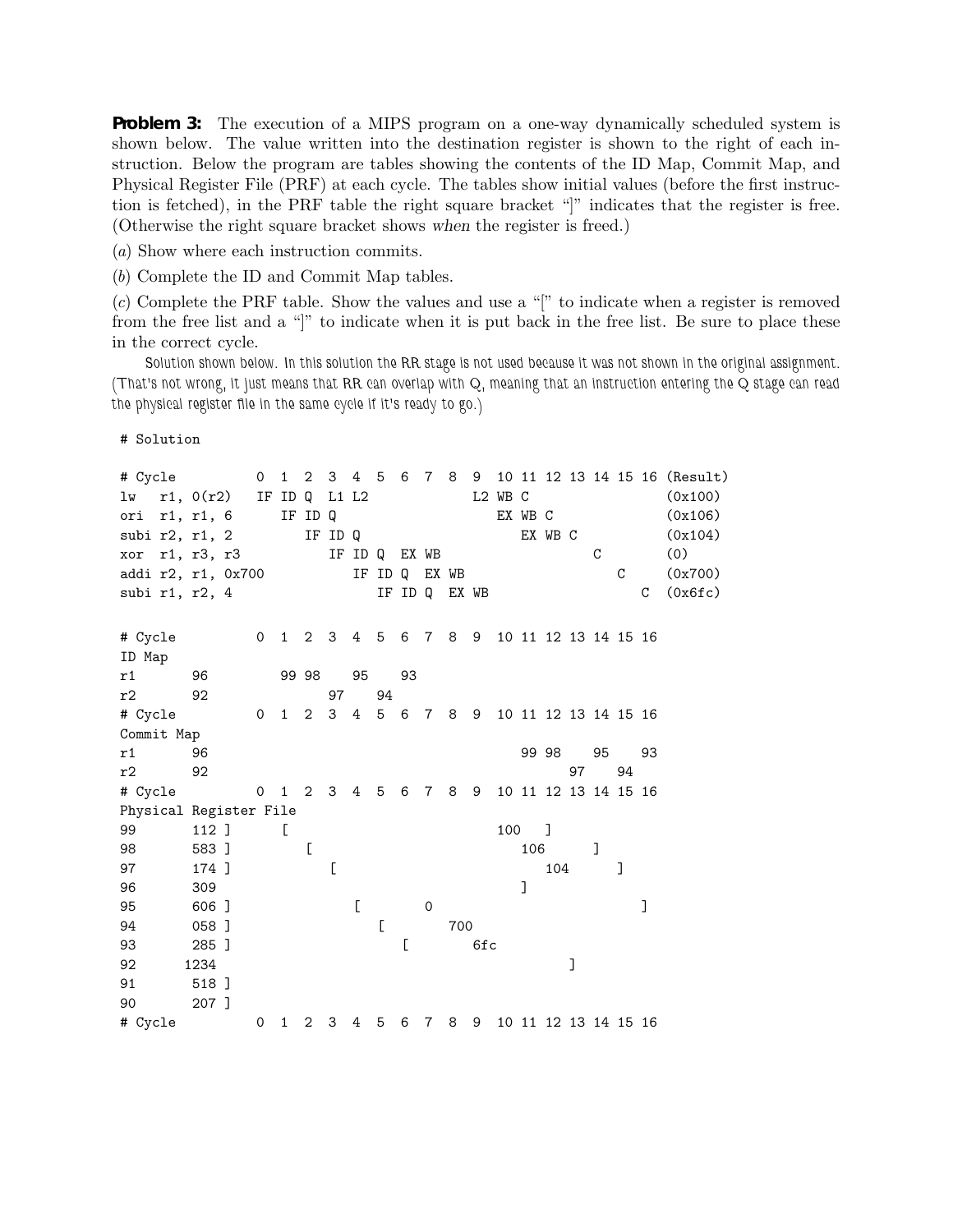**Problem 3:** The execution of a MIPS program on a one-way dynamically scheduled system is shown below. The value written into the destination register is shown to the right of each instruction. Below the program are tables showing the contents of the ID Map, Commit Map, and Physical Register File (PRF) at each cycle. The tables show initial values (before the first instruction is fetched), in the PRF table the right square bracket "]" indicates that the register is free. (Otherwise the right square bracket shows *when* the register is freed.)

(*a*) Show where each instruction commits.

(*b*) Complete the ID and Commit Map tables.

(*c*) Complete the PRF table. Show the values and use a "[" to indicate when a register is removed from the free list and a "]" to indicate when it is put back in the free list. Be sure to place these in the correct cycle.

*Solution shown below. In this solution the RR stage is not used because it was not shown in the original assignment. (That's not wrong, it just means that RR can overlap with Q, meaning that an instruction entering the Q stage can read the physical register file in the same cycle if it's ready to go.)*

```
# Solution

# Cycle          0  1  2  3  4  5  6  7  8  9  10 11 12 13 14 15 16 (Result)
lw   r1, 0(r2)   IF ID Q  L1 L2             L2 WB C                 (0x100)
ori  r1, r1, 6      IF ID Q                    EX WB C              (0x106)
subi r2, r1, 2         IF ID Q                    EX WB C           (0x104)
xor  r1, r3, r3           IF ID Q  EX WB                  C         (0)
addi r2, r1, 0x700           IF ID Q  EX WB                  C      (0x700)
subi r1, r2, 4                  IF ID Q  EX WB                  C   (0x6fc)

# Cycle          0  1  2  3  4  5  6  7  8  9  10 11 12 13 14 15 16
ID Map
r1       96        99 98    95    93
r2       92              97    94
# Cycle          0  1  2  3  4  5  6  7  8  9  10 11 12 13 14 15 16
Commit Map
r1       96                                      99 98    95    93
r2       92                                            97    94
# Cycle          0  1  2  3  4  5  6  7  8  9  10 11 12 13 14 15 16
Physical Register File
99       112 ]      [                          100   ]
98       583 ]         [                          106      ]
97       174 ]            [                          104      ]
96       309                                      ]
95       606 ]               [        0                          ]
94       058 ]                  [        700
93       285 ]                     [        6fc
92      1234                                            ]
91       518 ]
90       207 ]
# Cycle          0  1  2  3  4  5  6  7  8  9  10 11 12 13 14 15 16
```